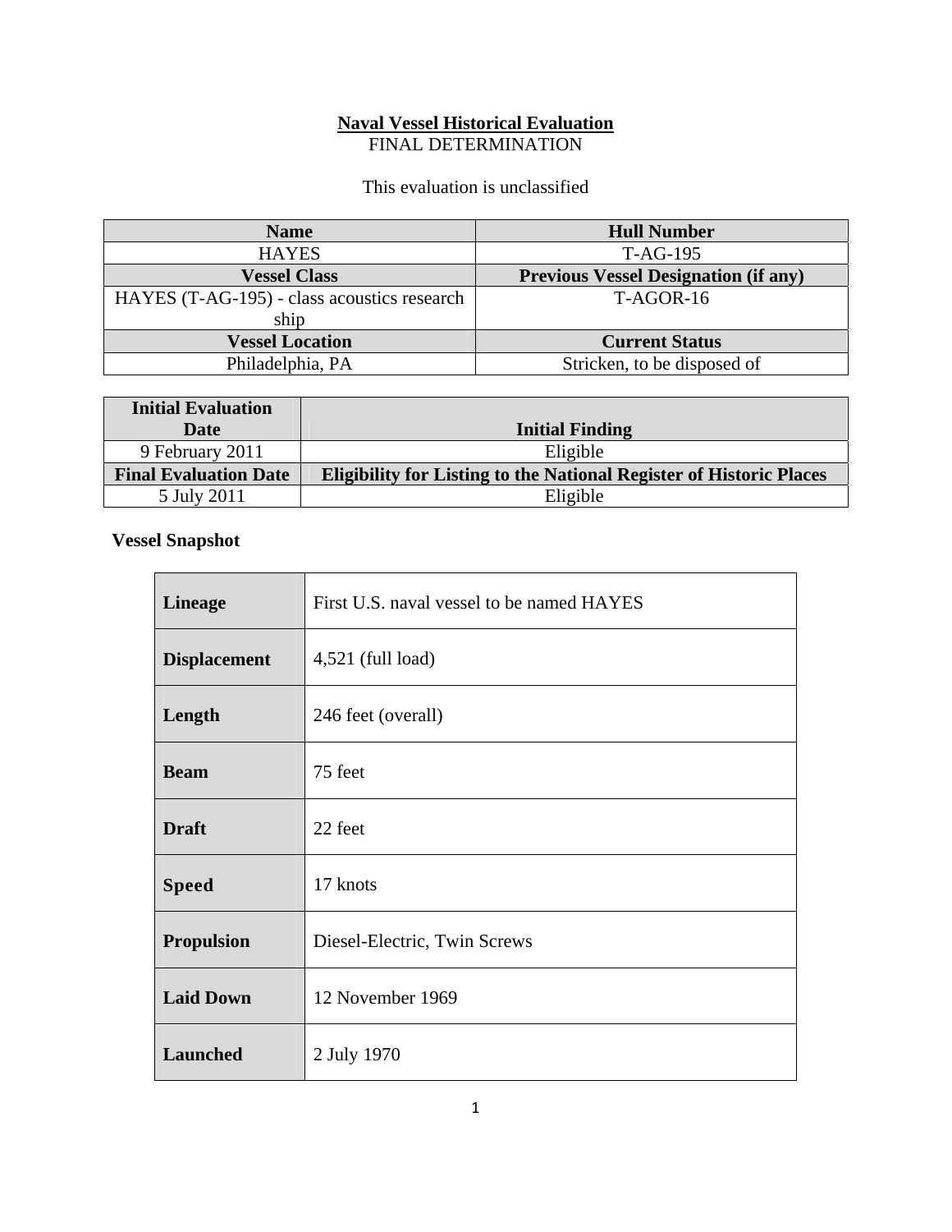**Naval Vessel Historical Evaluation**

FINAL DETERMINATION

This evaluation is unclassified

| Name | Hull Number |
| --- | --- |
| HAYES | T-AG-195 |
| **Vessel Class** | **Previous Vessel Designation (if any)** |
| HAYES (T-AG-195) - class acoustics research ship | T-AGOR-16 |
| **Vessel Location** | **Current Status** |
| Philadelphia, PA | Stricken, to be disposed of |

| Initial Evaluation Date | Initial Finding |
| --- | --- |
| 9 February 2011 | Eligible |
| **Final Evaluation Date** | **Eligibility for Listing to the National Register of Historic Places** |
| 5 July 2011 | Eligible |

**Vessel Snapshot**

| | |
| --- | --- |
| **Lineage** | First U.S. naval vessel to be named HAYES |
| **Displacement** | 4,521 (full load) |
| **Length** | 246 feet (overall) |
| **Beam** | 75 feet |
| **Draft** | 22 feet |
| **Speed** | 17 knots |
| **Propulsion** | Diesel-Electric, Twin Screws |
| **Laid Down** | 12 November 1969 |
| **Launched** | 2 July 1970 |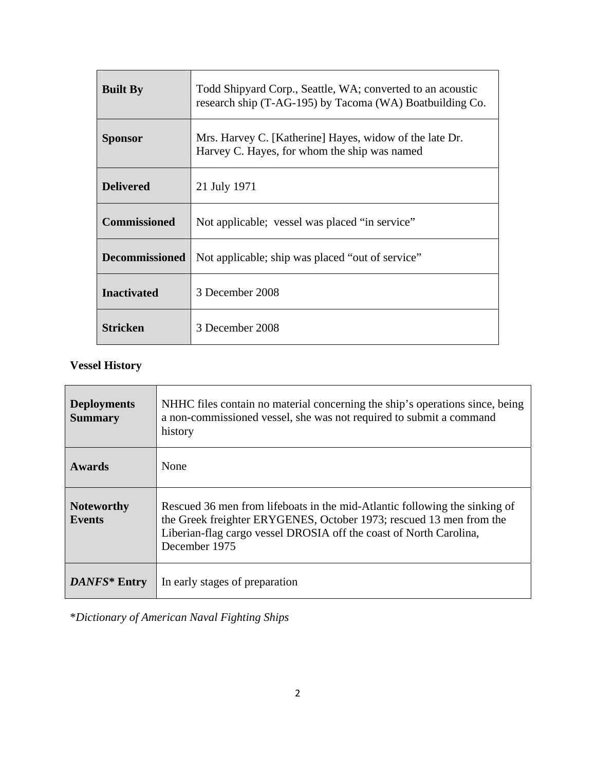| | |
|---|---|
| **Built By** | Todd Shipyard Corp., Seattle, WA; converted to an acoustic research ship (T-AG-195) by Tacoma (WA) Boatbuilding Co. |
| **Sponsor** | Mrs. Harvey C. [Katherine] Hayes, widow of the late Dr. Harvey C. Hayes, for whom the ship was named |
| **Delivered** | 21 July 1971 |
| **Commissioned** | Not applicable; vessel was placed "in service" |
| **Decommissioned** | Not applicable; ship was placed "out of service" |
| **Inactivated** | 3 December 2008 |
| **Stricken** | 3 December 2008 |

**Vessel History**

| | |
|---|---|
| **Deployments Summary** | NHHC files contain no material concerning the ship's operations since, being a non-commissioned vessel, she was not required to submit a command history |
| **Awards** | None |
| **Noteworthy Events** | Rescued 36 men from lifeboats in the mid-Atlantic following the sinking of the Greek freighter ERYGENES, October 1973; rescued 13 men from the Liberian-flag cargo vessel DROSIA off the coast of North Carolina, December 1975 |
| ***DANFS*\* Entry** | In early stages of preparation |

\**Dictionary of American Naval Fighting Ships*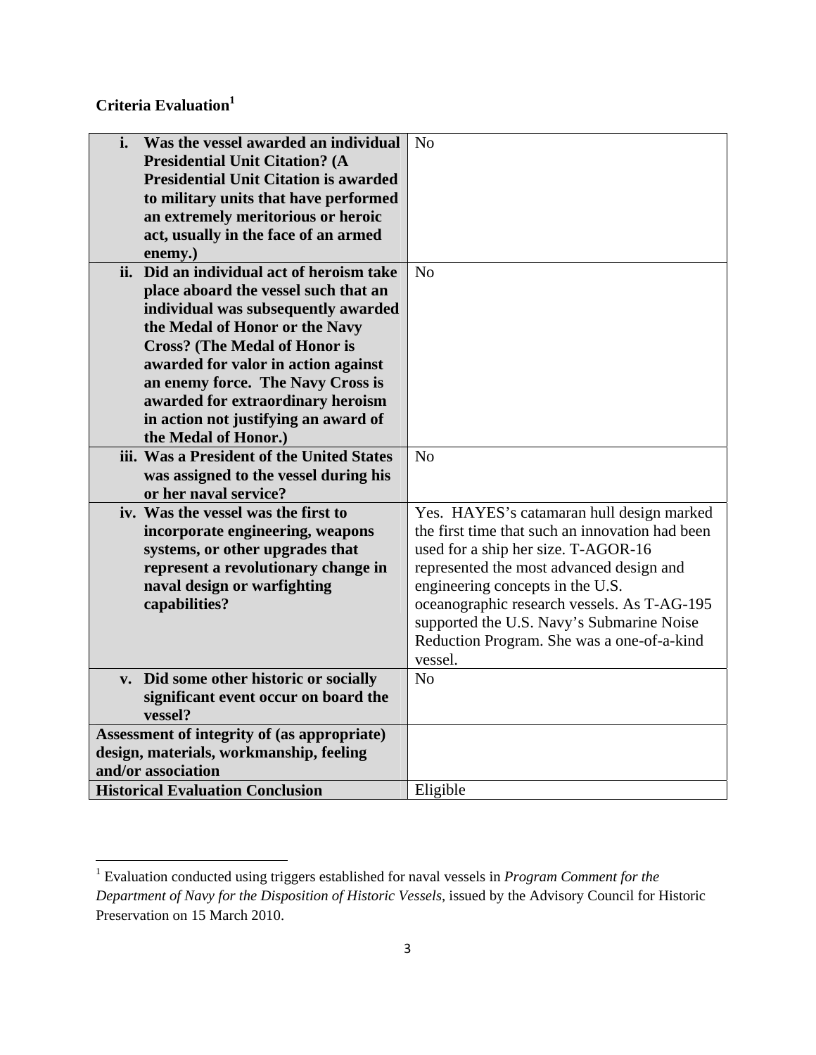## Criteria Evaluation[1]

| | |
|---|---|
| **i. Was the vessel awarded an individual Presidential Unit Citation? (A Presidential Unit Citation is awarded to military units that have performed an extremely meritorious or heroic act, usually in the face of an armed enemy.)** | No |
| **ii. Did an individual act of heroism take place aboard the vessel such that an individual was subsequently awarded the Medal of Honor or the Navy Cross? (The Medal of Honor is awarded for valor in action against an enemy force. The Navy Cross is awarded for extraordinary heroism in action not justifying an award of the Medal of Honor.)** | No |
| **iii. Was a President of the United States was assigned to the vessel during his or her naval service?** | No |
| **iv. Was the vessel was the first to incorporate engineering, weapons systems, or other upgrades that represent a revolutionary change in naval design or warfighting capabilities?** | Yes. HAYES's catamaran hull design marked the first time that such an innovation had been used for a ship her size. T-AGOR-16 represented the most advanced design and engineering concepts in the U.S. oceanographic research vessels. As T-AG-195 supported the U.S. Navy's Submarine Noise Reduction Program. She was a one-of-a-kind vessel. |
| **v. Did some other historic or socially significant event occur on board the vessel?** | No |
| **Assessment of integrity of (as appropriate) design, materials, workmanship, feeling and/or association** | |
| **Historical Evaluation Conclusion** | Eligible |

[1] Evaluation conducted using triggers established for naval vessels in *Program Comment for the Department of Navy for the Disposition of Historic Vessels*, issued by the Advisory Council for Historic Preservation on 15 March 2010.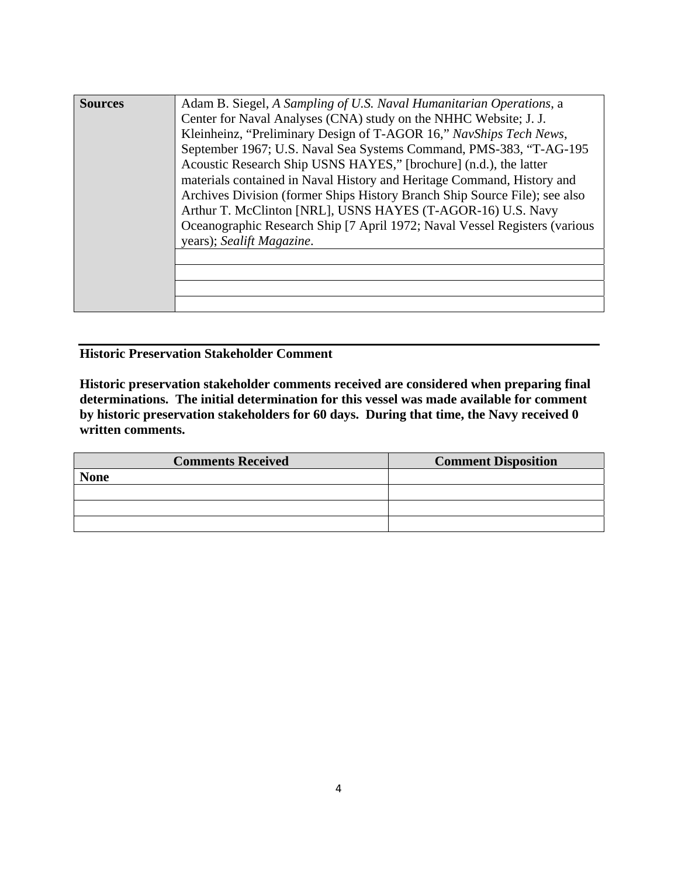| | |
|---|---|
| **Sources** | Adam B. Siegel, *A Sampling of U.S. Naval Humanitarian Operations*, a Center for Naval Analyses (CNA) study on the NHHC Website; J. J. Kleinheinz, "Preliminary Design of T-AGOR 16," *NavShips Tech News*, September 1967; U.S. Naval Sea Systems Command, PMS-383, "T-AG-195 Acoustic Research Ship USNS HAYES," [brochure] (n.d.), the latter materials contained in Naval History and Heritage Command, History and Archives Division (former Ships History Branch Ship Source File); see also Arthur T. McClinton [NRL], USNS HAYES (T-AGOR-16) U.S. Navy Oceanographic Research Ship [7 April 1972; Naval Vessel Registers (various years); *Sealift Magazine*. |
| | |
| | |
| | |
| | |

---

**Historic Preservation Stakeholder Comment**

**Historic preservation stakeholder comments received are considered when preparing final determinations. The initial determination for this vessel was made available for comment by historic preservation stakeholders for 60 days. During that time, the Navy received 0 written comments.**

| Comments Received | Comment Disposition |
|---|---|
| **None** | |
| | |
| | |
| | |